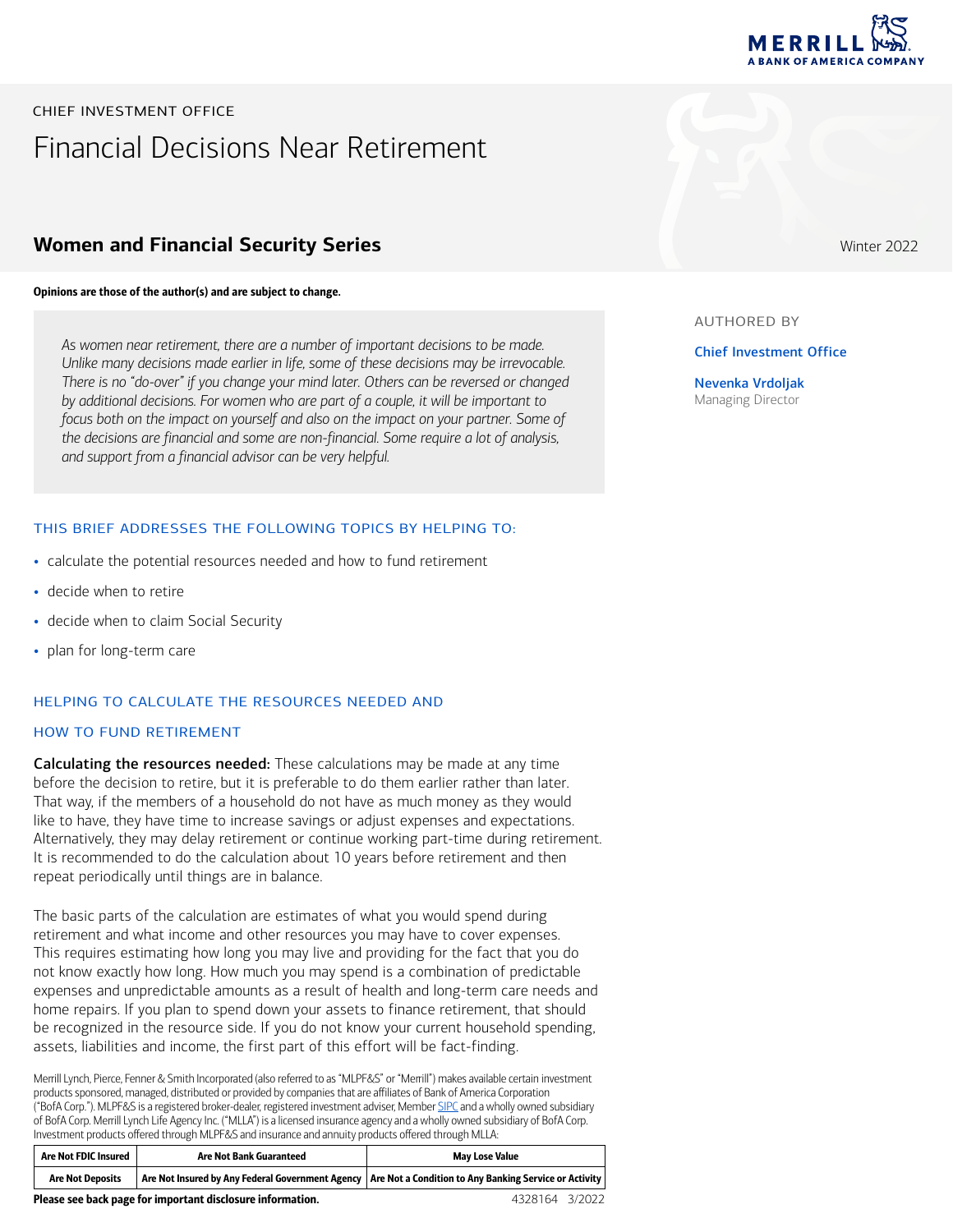MERRILL
A BANK OF AMERICA COMPANY

CHIEF INVESTMENT OFFICE

# Financial Decisions Near Retirement

## Women and Financial Security Series

Winter 2022

**Opinions are those of the author(s) and are subject to change.**

AUTHORED BY

**Chief Investment Office**

**Nevenka Vrdoljak**
Managing Director

*As women near retirement, there are a number of important decisions to be made. Unlike many decisions made earlier in life, some of these decisions may be irrevocable. There is no "do-over" if you change your mind later. Others can be reversed or changed by additional decisions. For women who are part of a couple, it will be important to focus both on the impact on yourself and also on the impact on your partner. Some of the decisions are financial and some are non-financial. Some require a lot of analysis, and support from a financial advisor can be very helpful.*

### THIS BRIEF ADDRESSES THE FOLLOWING TOPICS BY HELPING TO:

- calculate the potential resources needed and how to fund retirement
- decide when to retire
- decide when to claim Social Security
- plan for long-term care

### HELPING TO CALCULATE THE RESOURCES NEEDED AND HOW TO FUND RETIREMENT

**Calculating the resources needed:** These calculations may be made at any time before the decision to retire, but it is preferable to do them earlier rather than later. That way, if the members of a household do not have as much money as they would like to have, they have time to increase savings or adjust expenses and expectations. Alternatively, they may delay retirement or continue working part-time during retirement. It is recommended to do the calculation about 10 years before retirement and then repeat periodically until things are in balance.

The basic parts of the calculation are estimates of what you would spend during retirement and what income and other resources you may have to cover expenses. This requires estimating how long you may live and providing for the fact that you do not know exactly how long. How much you may spend is a combination of predictable expenses and unpredictable amounts as a result of health and long-term care needs and home repairs. If you plan to spend down your assets to finance retirement, that should be recognized in the resource side. If you do not know your current household spending, assets, liabilities and income, the first part of this effort will be fact-finding.

Merrill Lynch, Pierce, Fenner & Smith Incorporated (also referred to as "MLPF&S" or "Merrill") makes available certain investment products sponsored, managed, distributed or provided by companies that are affiliates of Bank of America Corporation ("BofA Corp."). MLPF&S is a registered broker-dealer, registered investment adviser, Member SIPC and a wholly owned subsidiary of BofA Corp. Merrill Lynch Life Agency Inc. ("MLLA") is a licensed insurance agency and a wholly owned subsidiary of BofA Corp. Investment products offered through MLPF&S and insurance and annuity products offered through MLLA:

| Are Not FDIC Insured | Are Not Bank Guaranteed | May Lose Value |
|---|---|---|
| Are Not Deposits | Are Not Insured by Any Federal Government Agency | Are Not a Condition to Any Banking Service or Activity |

**Please see back page for important disclosure information.** 4328164 3/2022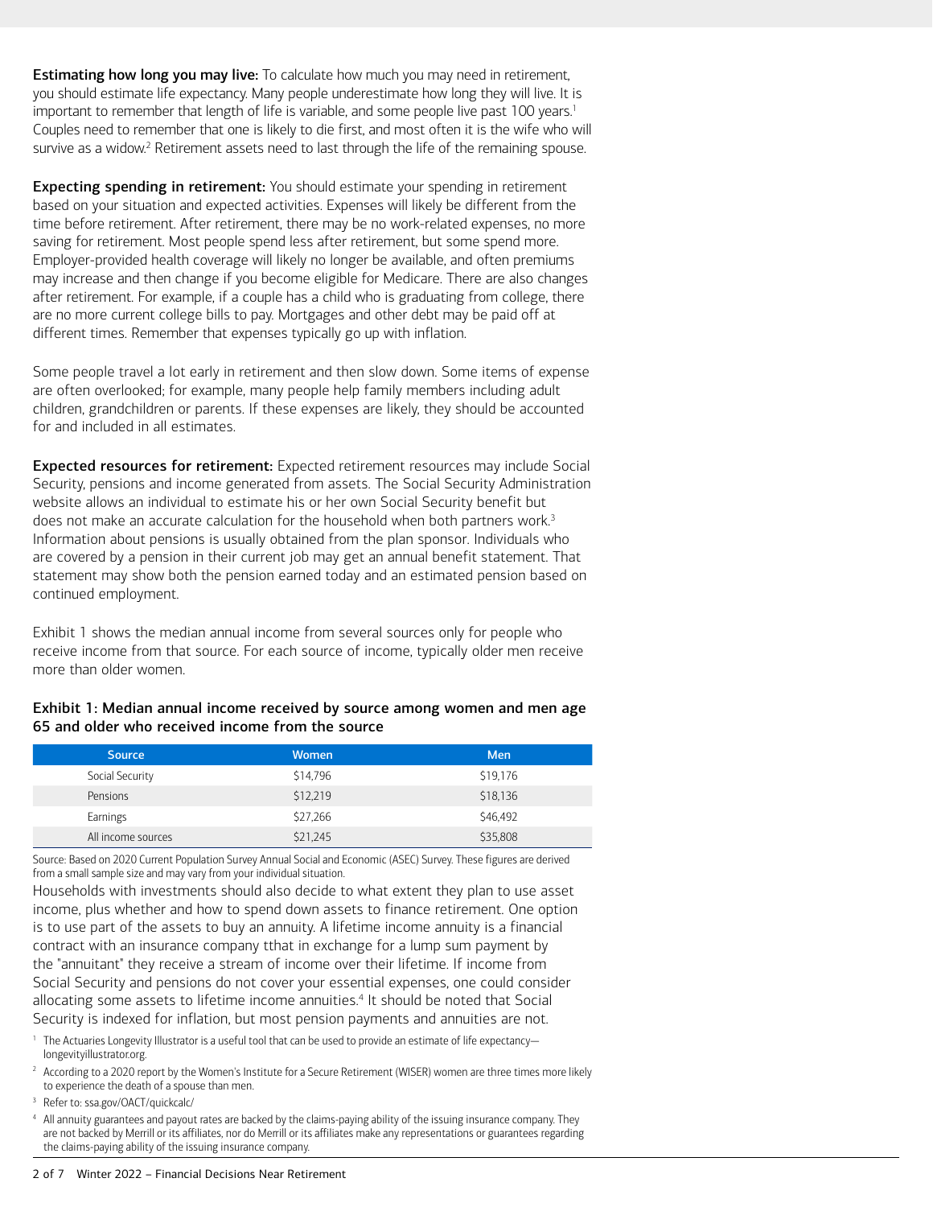**Estimating how long you may live:** To calculate how much you may need in retirement, you should estimate life expectancy. Many people underestimate how long they will live. It is important to remember that length of life is variable, and some people live past 100 years.[1] Couples need to remember that one is likely to die first, and most often it is the wife who will survive as a widow.[2] Retirement assets need to last through the life of the remaining spouse.

**Expecting spending in retirement:** You should estimate your spending in retirement based on your situation and expected activities. Expenses will likely be different from the time before retirement. After retirement, there may be no work-related expenses, no more saving for retirement. Most people spend less after retirement, but some spend more. Employer-provided health coverage will likely no longer be available, and often premiums may increase and then change if you become eligible for Medicare. There are also changes after retirement. For example, if a couple has a child who is graduating from college, there are no more current college bills to pay. Mortgages and other debt may be paid off at different times. Remember that expenses typically go up with inflation.

Some people travel a lot early in retirement and then slow down. Some items of expense are often overlooked; for example, many people help family members including adult children, grandchildren or parents. If these expenses are likely, they should be accounted for and included in all estimates.

**Expected resources for retirement:** Expected retirement resources may include Social Security, pensions and income generated from assets. The Social Security Administration website allows an individual to estimate his or her own Social Security benefit but does not make an accurate calculation for the household when both partners work.[3] Information about pensions is usually obtained from the plan sponsor. Individuals who are covered by a pension in their current job may get an annual benefit statement. That statement may show both the pension earned today and an estimated pension based on continued employment.

Exhibit 1 shows the median annual income from several sources only for people who receive income from that source. For each source of income, typically older men receive more than older women.

**Exhibit 1: Median annual income received by source among women and men age 65 and older who received income from the source**

| Source | Women | Men |
|---|---|---|
| Social Security | $14,796 | $19,176 |
| Pensions | $12,219 | $18,136 |
| Earnings | $27,266 | $46,492 |
| All income sources | $21,245 | $35,808 |

Source: Based on 2020 Current Population Survey Annual Social and Economic (ASEC) Survey. These figures are derived from a small sample size and may vary from your individual situation.

Households with investments should also decide to what extent they plan to use asset income, plus whether and how to spend down assets to finance retirement. One option is to use part of the assets to buy an annuity. A lifetime income annuity is a financial contract with an insurance company tthat in exchange for a lump sum payment by the "annuitant" they receive a stream of income over their lifetime. If income from Social Security and pensions do not cover your essential expenses, one could consider allocating some assets to lifetime income annuities.[4] It should be noted that Social Security is indexed for inflation, but most pension payments and annuities are not.

[1] The Actuaries Longevity Illustrator is a useful tool that can be used to provide an estimate of life expectancy—longevityillustrator.org.

[2] According to a 2020 report by the Women's Institute for a Secure Retirement (WISER) women are three times more likely to experience the death of a spouse than men.

[3] Refer to: ssa.gov/OACT/quickcalc/

[4] All annuity guarantees and payout rates are backed by the claims-paying ability of the issuing insurance company. They are not backed by Merrill or its affiliates, nor do Merrill or its affiliates make any representations or guarantees regarding the claims-paying ability of the issuing insurance company.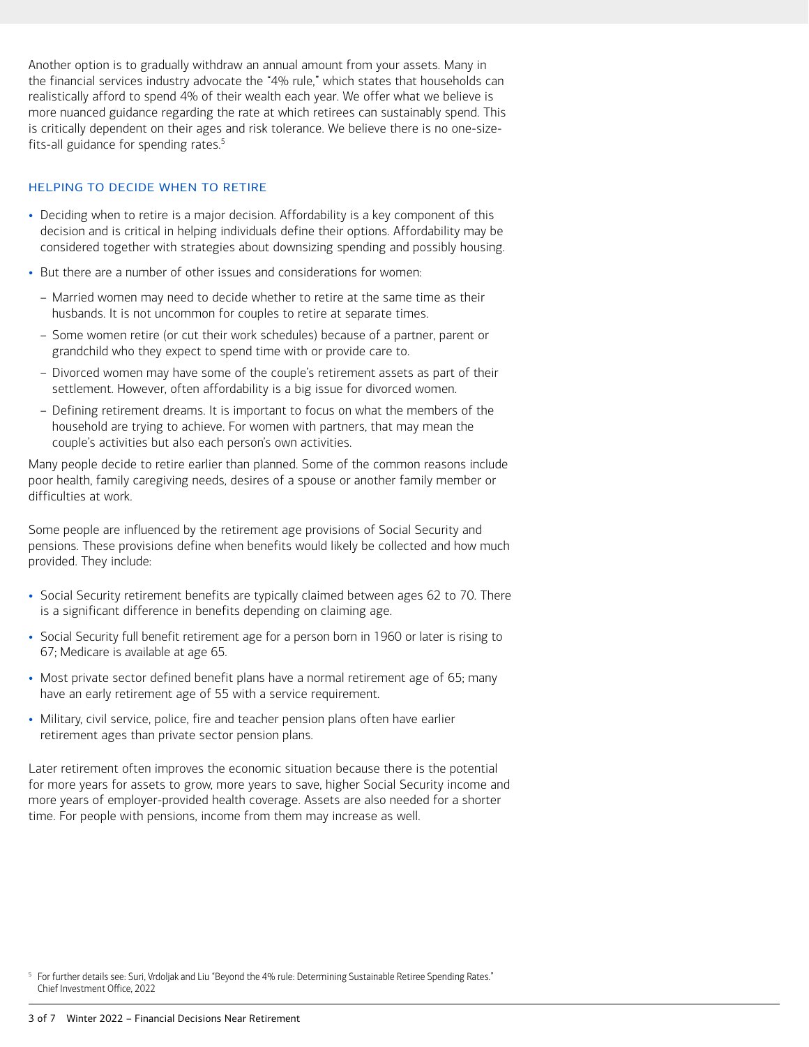Another option is to gradually withdraw an annual amount from your assets. Many in the financial services industry advocate the "4% rule," which states that households can realistically afford to spend 4% of their wealth each year. We offer what we believe is more nuanced guidance regarding the rate at which retirees can sustainably spend. This is critically dependent on their ages and risk tolerance. We believe there is no one-size-fits-all guidance for spending rates.[5]

## HELPING TO DECIDE WHEN TO RETIRE

- Deciding when to retire is a major decision. Affordability is a key component of this decision and is critical in helping individuals define their options. Affordability may be considered together with strategies about downsizing spending and possibly housing.
- But there are a number of other issues and considerations for women:
  - Married women may need to decide whether to retire at the same time as their husbands. It is not uncommon for couples to retire at separate times.
  - Some women retire (or cut their work schedules) because of a partner, parent or grandchild who they expect to spend time with or provide care to.
  - Divorced women may have some of the couple's retirement assets as part of their settlement. However, often affordability is a big issue for divorced women.
  - Defining retirement dreams. It is important to focus on what the members of the household are trying to achieve. For women with partners, that may mean the couple's activities but also each person's own activities.

Many people decide to retire earlier than planned. Some of the common reasons include poor health, family caregiving needs, desires of a spouse or another family member or difficulties at work.

Some people are influenced by the retirement age provisions of Social Security and pensions. These provisions define when benefits would likely be collected and how much provided. They include:

- Social Security retirement benefits are typically claimed between ages 62 to 70. There is a significant difference in benefits depending on claiming age.
- Social Security full benefit retirement age for a person born in 1960 or later is rising to 67; Medicare is available at age 65.
- Most private sector defined benefit plans have a normal retirement age of 65; many have an early retirement age of 55 with a service requirement.
- Military, civil service, police, fire and teacher pension plans often have earlier retirement ages than private sector pension plans.

Later retirement often improves the economic situation because there is the potential for more years for assets to grow, more years to save, higher Social Security income and more years of employer-provided health coverage. Assets are also needed for a shorter time. For people with pensions, income from them may increase as well.

[5] For further details see: Suri, Vrdoljak and Liu "Beyond the 4% rule: Determining Sustainable Retiree Spending Rates." Chief Investment Office, 2022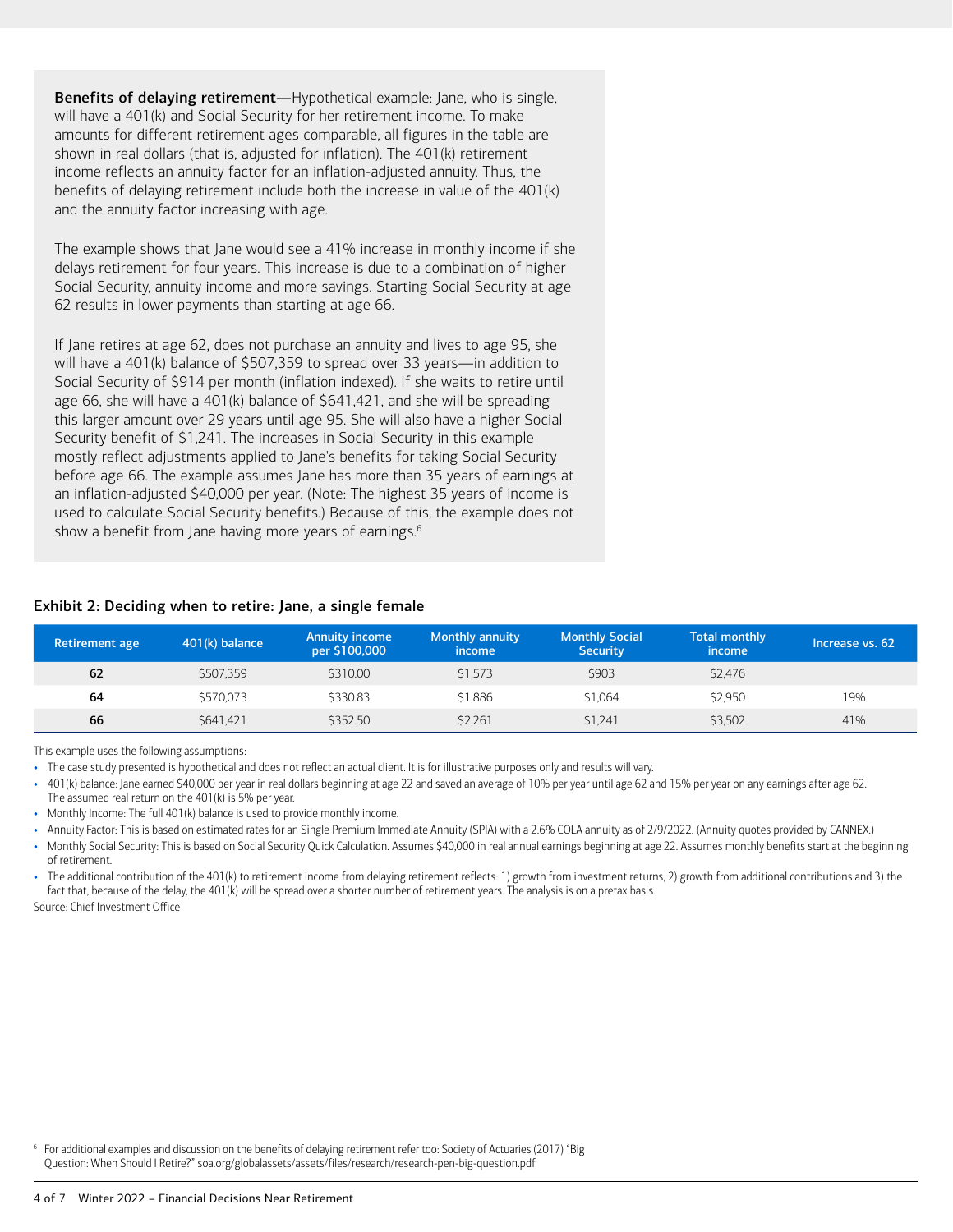**Benefits of delaying retirement—**Hypothetical example: Jane, who is single, will have a 401(k) and Social Security for her retirement income. To make amounts for different retirement ages comparable, all figures in the table are shown in real dollars (that is, adjusted for inflation). The 401(k) retirement income reflects an annuity factor for an inflation-adjusted annuity. Thus, the benefits of delaying retirement include both the increase in value of the 401(k) and the annuity factor increasing with age.

The example shows that Jane would see a 41% increase in monthly income if she delays retirement for four years. This increase is due to a combination of higher Social Security, annuity income and more savings. Starting Social Security at age 62 results in lower payments than starting at age 66.

If Jane retires at age 62, does not purchase an annuity and lives to age 95, she will have a 401(k) balance of $507,359 to spread over 33 years—in addition to Social Security of $914 per month (inflation indexed). If she waits to retire until age 66, she will have a 401(k) balance of $641,421, and she will be spreading this larger amount over 29 years until age 95. She will also have a higher Social Security benefit of $1,241. The increases in Social Security in this example mostly reflect adjustments applied to Jane's benefits for taking Social Security before age 66. The example assumes Jane has more than 35 years of earnings at an inflation-adjusted $40,000 per year. (Note: The highest 35 years of income is used to calculate Social Security benefits.) Because of this, the example does not show a benefit from Jane having more years of earnings.[6]

### Exhibit 2: Deciding when to retire: Jane, a single female

| Retirement age | 401(k) balance | Annuity income per $100,000 | Monthly annuity income | Monthly Social Security | Total monthly income | Increase vs. 62 |
|---|---|---|---|---|---|---|
| 62 | $507,359 | $310.00 | $1,573 | $903 | $2,476 | |
| 64 | $570,073 | $330.83 | $1,886 | $1,064 | $2,950 | 19% |
| 66 | $641,421 | $352.50 | $2,261 | $1,241 | $3,502 | 41% |

This example uses the following assumptions:

- The case study presented is hypothetical and does not reflect an actual client. It is for illustrative purposes only and results will vary.
- 401(k) balance: Jane earned $40,000 per year in real dollars beginning at age 22 and saved an average of 10% per year until age 62 and 15% per year on any earnings after age 62. The assumed real return on the 401(k) is 5% per year.
- Monthly Income: The full 401(k) balance is used to provide monthly income.
- Annuity Factor: This is based on estimated rates for an Single Premium Immediate Annuity (SPIA) with a 2.6% COLA annuity as of 2/9/2022. (Annuity quotes provided by CANNEX.)
- Monthly Social Security: This is based on Social Security Quick Calculation. Assumes $40,000 in real annual earnings beginning at age 22. Assumes monthly benefits start at the beginning of retirement.
- The additional contribution of the 401(k) to retirement income from delaying retirement reflects: 1) growth from investment returns, 2) growth from additional contributions and 3) the fact that, because of the delay, the 401(k) will be spread over a shorter number of retirement years. The analysis is on a pretax basis.

Source: Chief Investment Office

[6] For additional examples and discussion on the benefits of delaying retirement refer too: Society of Actuaries (2017) "Big Question: When Should I Retire?" soa.org/globalassets/assets/files/research/research-pen-big-question.pdf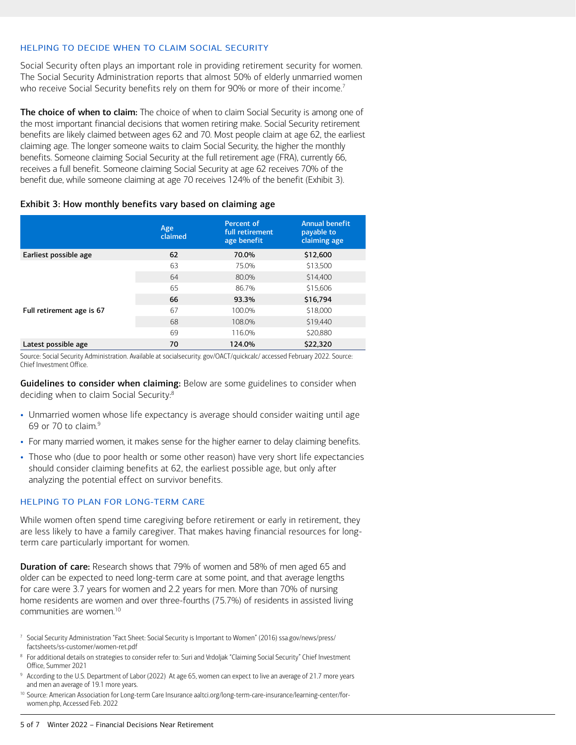## HELPING TO DECIDE WHEN TO CLAIM SOCIAL SECURITY

Social Security often plays an important role in providing retirement security for women. The Social Security Administration reports that almost 50% of elderly unmarried women who receive Social Security benefits rely on them for 90% or more of their income.[7]

**The choice of when to claim:** The choice of when to claim Social Security is among one of the most important financial decisions that women retiring make. Social Security retirement benefits are likely claimed between ages 62 and 70. Most people claim at age 62, the earliest claiming age. The longer someone waits to claim Social Security, the higher the monthly benefits. Someone claiming Social Security at the full retirement age (FRA), currently 66, receives a full benefit. Someone claiming Social Security at age 62 receives 70% of the benefit due, while someone claiming at age 70 receives 124% of the benefit (Exhibit 3).

**Exhibit 3: How monthly benefits vary based on claiming age**

| | Age claimed | Percent of full retirement age benefit | Annual benefit payable to claiming age |
|---|---|---|---|
| **Earliest possible age** | **62** | **70.0%** | **$12,600** |
| | 63 | 75.0% | $13,500 |
| | 64 | 80.0% | $14,400 |
| | 65 | 86.7% | $15,606 |
| | **66** | **93.3%** | **$16,794** |
| **Full retirement age is 67** | 67 | 100.0% | $18,000 |
| | 68 | 108.0% | $19,440 |
| | 69 | 116.0% | $20,880 |
| **Latest possible age** | **70** | **124.0%** | **$22,320** |

Source: Social Security Administration. Available at socialsecurity. gov/OACT/quickcalc/ accessed February 2022. Source: Chief Investment Office.

**Guidelines to consider when claiming:** Below are some guidelines to consider when deciding when to claim Social Security:[8]

- Unmarried women whose life expectancy is average should consider waiting until age 69 or 70 to claim.[9]
- For many married women, it makes sense for the higher earner to delay claiming benefits.
- Those who (due to poor health or some other reason) have very short life expectancies should consider claiming benefits at 62, the earliest possible age, but only after analyzing the potential effect on survivor benefits.

## HELPING TO PLAN FOR LONG-TERM CARE

While women often spend time caregiving before retirement or early in retirement, they are less likely to have a family caregiver. That makes having financial resources for long-term care particularly important for women.

**Duration of care:** Research shows that 79% of women and 58% of men aged 65 and older can be expected to need long-term care at some point, and that average lengths for care were 3.7 years for women and 2.2 years for men. More than 70% of nursing home residents are women and over three-fourths (75.7%) of residents in assisted living communities are women.[10]

---

[7] Social Security Administration "Fact Sheet: Social Security is Important to Women" (2016) ssa.gov/news/press/factsheets/ss-customer/women-ret.pdf

[8] For additional details on strategies to consider refer to: Suri and Vrdoljak "Claiming Social Security" Chief Investment Office, Summer 2021

[9] According to the U.S. Department of Labor (2022) At age 65, women can expect to live an average of 21.7 more years and men an average of 19.1 more years.

[10] Source: American Association for Long-term Care Insurance aaltci.org/long-term-care-insurance/learning-center/for-women.php, Accessed Feb. 2022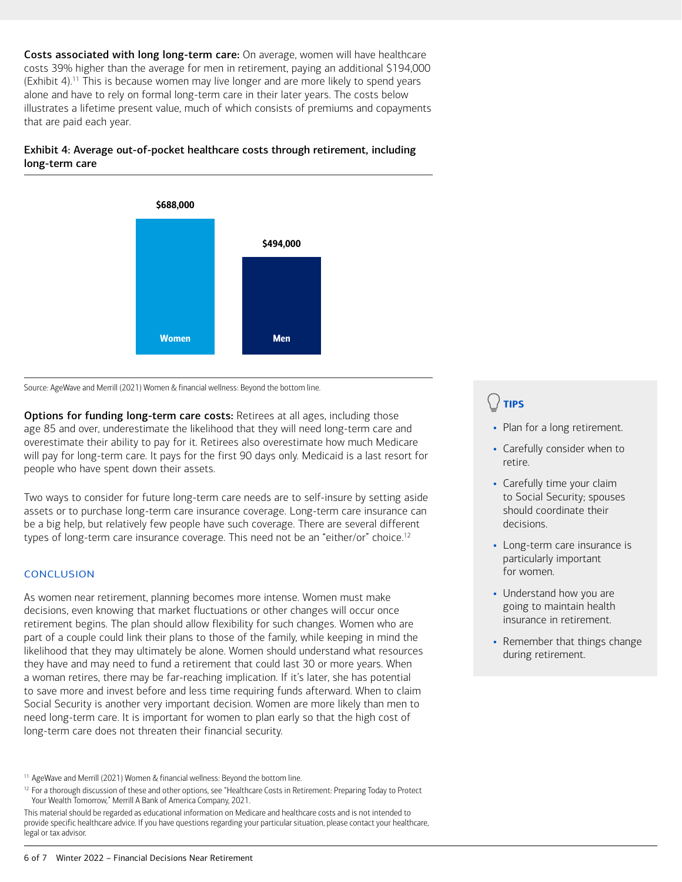**Costs associated with long long-term care:** On average, women will have healthcare costs 39% higher than the average for men in retirement, paying an additional $194,000 (Exhibit 4).[11] This is because women may live longer and are more likely to spend years alone and have to rely on formal long-term care in their later years. The costs below illustrates a lifetime present value, much of which consists of premiums and copayments that are paid each year.

**Exhibit 4: Average out-of-pocket healthcare costs through retirement, including long-term care**

| | Women | Men |
|---|---|---|
| Average out-of-pocket healthcare costs | $688,000 | $494,000 |

Source: AgeWave and Merrill (2021) Women & financial wellness: Beyond the bottom line.

**Options for funding long-term care costs:** Retirees at all ages, including those age 85 and over, underestimate the likelihood that they will need long-term care and overestimate their ability to pay for it. Retirees also overestimate how much Medicare will pay for long-term care. It pays for the first 90 days only. Medicaid is a last resort for people who have spent down their assets.

Two ways to consider for future long-term care needs are to self-insure by setting aside assets or to purchase long-term care insurance coverage. Long-term care insurance can be a big help, but relatively few people have such coverage. There are several different types of long-term care insurance coverage. This need not be an "either/or" choice.[12]

## CONCLUSION

As women near retirement, planning becomes more intense. Women must make decisions, even knowing that market fluctuations or other changes will occur once retirement begins. The plan should allow flexibility for such changes. Women who are part of a couple could link their plans to those of the family, while keeping in mind the likelihood that they may ultimately be alone. Women should understand what resources they have and may need to fund a retirement that could last 30 or more years. When a woman retires, there may be far-reaching implication. If it's later, she has potential to save more and invest before and less time requiring funds afterward. When to claim Social Security is another very important decision. Women are more likely than men to need long-term care. It is important for women to plan early so that the high cost of long-term care does not threaten their financial security.

### TIPS

- Plan for a long retirement.
- Carefully consider when to retire.
- Carefully time your claim to Social Security; spouses should coordinate their decisions.
- Long-term care insurance is particularly important for women.
- Understand how you are going to maintain health insurance in retirement.
- Remember that things change during retirement.

[11] AgeWave and Merrill (2021) Women & financial wellness: Beyond the bottom line.

[12] For a thorough discussion of these and other options, see "Healthcare Costs in Retirement: Preparing Today to Protect Your Wealth Tomorrow," Merrill A Bank of America Company, 2021.

This material should be regarded as educational information on Medicare and healthcare costs and is not intended to provide specific healthcare advice. If you have questions regarding your particular situation, please contact your healthcare, legal or tax advisor.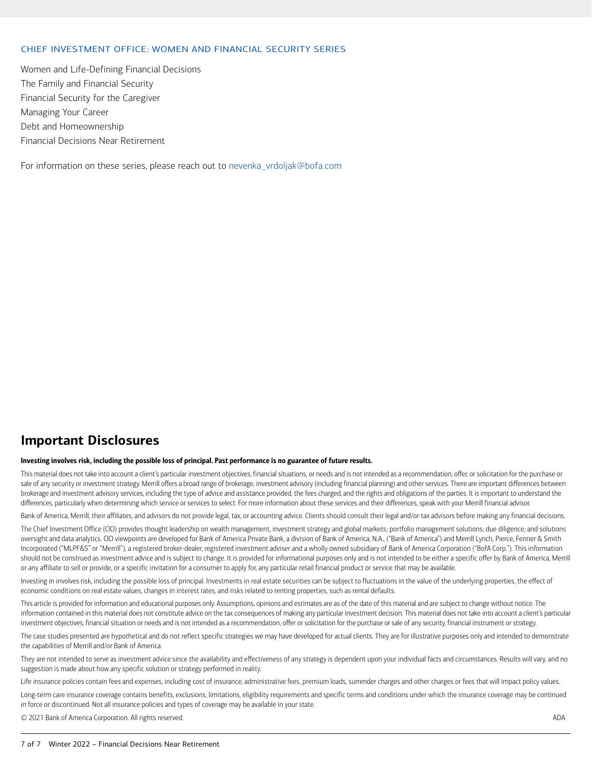CHIEF INVESTMENT OFFICE: WOMEN AND FINANCIAL SECURITY SERIES

Women and Life-Defining Financial Decisions
The Family and Financial Security
Financial Security for the Caregiver
Managing Your Career
Debt and Homeownership
Financial Decisions Near Retirement

For information on these series, please reach out to nevenka_vrdoljak@bofa.com

## Important Disclosures

**Investing involves risk, including the possible loss of principal. Past performance is no guarantee of future results.**

This material does not take into account a client's particular investment objectives, financial situations, or needs and is not intended as a recommendation, offer, or solicitation for the purchase or sale of any security or investment strategy. Merrill offers a broad range of brokerage, investment advisory (including financial planning) and other services. There are important differences between brokerage and investment advisory services, including the type of advice and assistance provided, the fees charged, and the rights and obligations of the parties. It is important to understand the differences, particularly when determining which service or services to select. For more information about these services and their differences, speak with your Merrill financial advisor.

Bank of America, Merrill, their affiliates, and advisors do not provide legal, tax, or accounting advice. Clients should consult their legal and/or tax advisors before making any financial decisions.

The Chief Investment Office (CIO) provides thought leadership on wealth management, investment strategy and global markets; portfolio management solutions; due diligence; and solutions oversight and data analytics. CIO viewpoints are developed for Bank of America Private Bank, a division of Bank of America, N.A., ("Bank of America") and Merrill Lynch, Pierce, Fenner & Smith Incorporated ("MLPF&S" or "Merrill"), a registered broker-dealer, registered investment adviser and a wholly owned subsidiary of Bank of America Corporation ("BofA Corp."). This information should not be construed as investment advice and is subject to change. It is provided for informational purposes only and is not intended to be either a specific offer by Bank of America, Merrill or any affiliate to sell or provide, or a specific invitation for a consumer to apply for, any particular retail financial product or service that may be available.

Investing in involves risk, including the possible loss of principal. Investments in real estate securities can be subject to fluctuations in the value of the underlying properties, the effect of economic conditions on real estate values, changes in interest rates, and risks related to renting properties, such as rental defaults.

This article is provided for information and educational purposes only. Assumptions, opinions and estimates are as of the date of this material and are subject to change without notice. The information contained in this material does not constitute advice on the tax consequences of making any particular investment decision. This material does not take into account a client's particular investment objectives, financial situation or needs and is not intended as a recommendation, offer or solicitation for the purchase or sale of any security, financial instrument or strategy.

The case studies presented are hypothetical and do not reflect specific strategies we may have developed for actual clients. They are for illustrative purposes only and intended to demonstrate the capabilities of Merrill and/or Bank of America.

They are not intended to serve as investment advice since the availability and effectiveness of any strategy is dependent upon your individual facts and circumstances. Results will vary, and no suggestion is made about how any specific solution or strategy performed in reality.

Life insurance policies contain fees and expenses, including cost of insurance, administrative fees, premium loads, surrender charges and other charges or fees that will impact policy values.

Long-term care insurance coverage contains benefits, exclusions, limitations, eligibility requirements and specific terms and conditions under which the insurance coverage may be continued in force or discontinued. Not all insurance policies and types of coverage may be available in your state.

© 2021 Bank of America Corporation. All rights reserved.

ADA